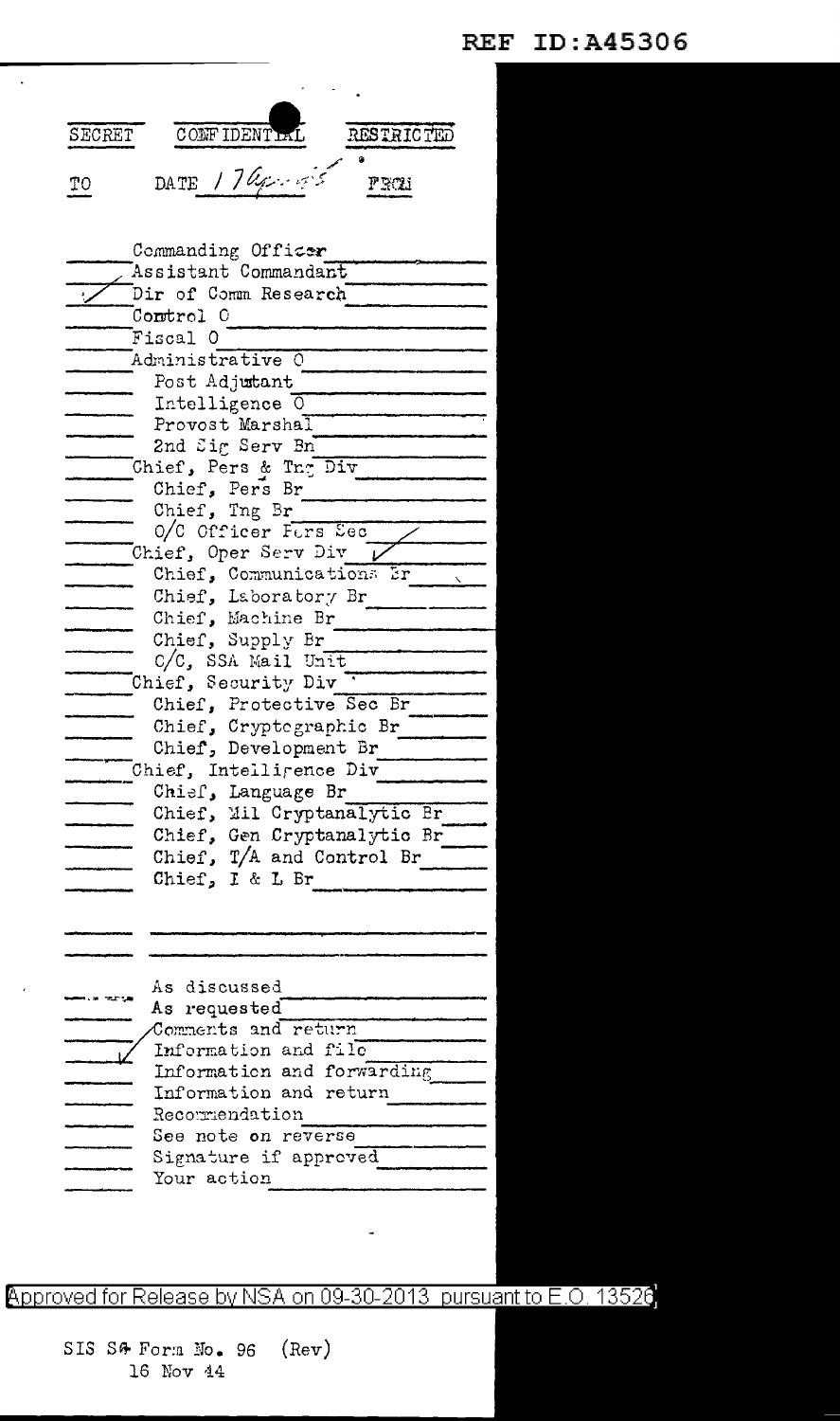REF ID:A45306

SECRET CONFIDENTIAL RESTRICTED

TO DATE 17 Apr 45 FROM

- ____ Commanding Officer
- ____ Assistant Commandant
- ✓ Dir of Comm Research
- ____ Control O
- ____ Fiscal O
- ____ Administrative O
  - ____ Post Adjutant
  - ____ Intelligence O
  - ____ Provost Marshal
  - ____ 2nd Sig Serv Bn
- ____ Chief, Pers & Tng Div
  - ____ Chief, Pers Br
  - ____ Chief, Tng Br
  - ____ O/C Officer Pers Sec
- ____ Chief, Oper Serv Div ✓
  - ____ Chief, Communications Br
  - ____ Chief, Laboratory Br
  - ____ Chief, Machine Br
  - ____ Chief, Supply Br
  - ____ C/C, SSA Mail Unit
- ____ Chief, Security Div
  - ____ Chief, Protective Sec Br
  - ____ Chief, Cryptographic Br
  - ____ Chief, Development Br
- ____ Chief, Intelligence Div
  - ____ Chief, Language Br
  - ____ Chief, Mil Cryptanalytic Br
  - ____ Chief, Gen Cryptanalytic Br
  - ____ Chief, T/A and Control Br
  - ____ Chief, I & L Br

- ____ As discussed
- ____ As requested
- ____ Comments and return
- ✓ Information and file
- ____ Information and forwarding
- ____ Information and return
- ____ Recommendation
- ____ See note on reverse
- ____ Signature if approved
- ____ Your action

Approved for Release by NSA on 09-30-2013 pursuant to E.O. 13526

SIS SA Form No. 96 (Rev)
16 Nov 44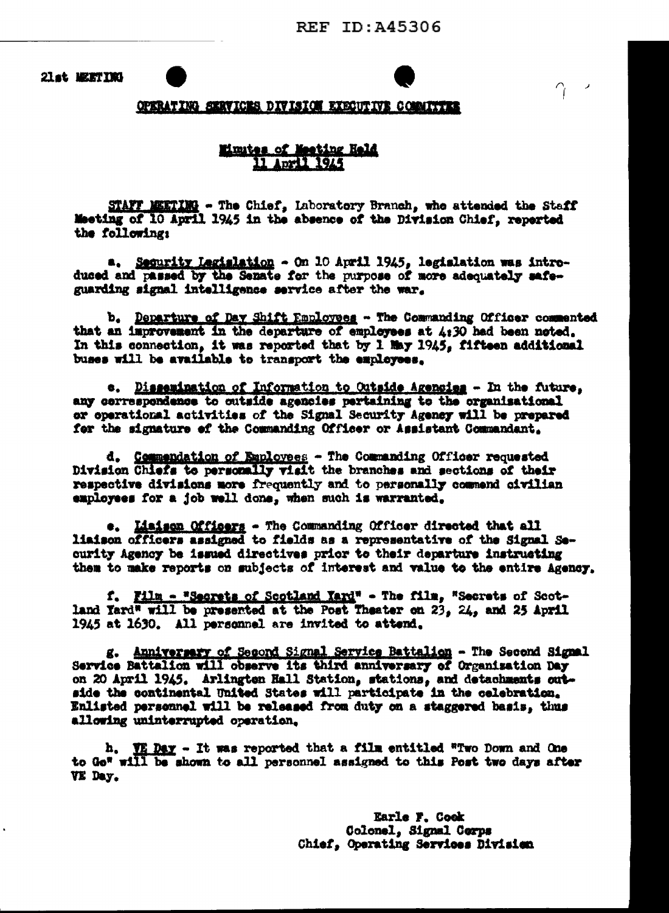REF ID:A45306

21st MEETING

OPERATING SERVICES DIVISION EXECUTIVE COMMITTEE

## Minutes of Meeting Held 11 April 1945

STAFF MEETING - The Chief, Laboratory Branch, who attended the Staff Meeting of 10 April 1945 in the absence of the Division Chief, reported the following:

a. Security Legislation - On 10 April 1945, legislation was introduced and passed by the Senate for the purpose of more adequately safeguarding signal intelligence service after the war.

b. Departure of Day Shift Employees - The Commanding Officer commented that an improvement in the departure of employees at 4:30 had been noted. In this connection, it was reported that by 1 May 1945, fifteen additional buses will be available to transport the employees.

c. Dissemination of Information to Outside Agencies - In the future, any correspondence to outside agencies pertaining to the organizational or operational activities of the Signal Security Agency will be prepared for the signature of the Commanding Officer or Assistant Commandant.

d. Commendation of Employees - The Commanding Officer requested Division Chiefs to personally visit the branches and sections of their respective divisions more frequently and to personally commend civilian employees for a job well done, when such is warranted.

e. Liaison Officers - The Commanding Officer directed that all liaison officers assigned to fields as a representative of the Signal Security Agency be issued directives prior to their departure instructing them to make reports on subjects of interest and value to the entire Agency.

f. Film - "Secrets of Scotland Yard" - The film, "Secrets of Scotland Yard" will be presented at the Post Theater on 23, 24, and 25 April 1945 at 1630. All personnel are invited to attend.

g. Anniversary of Second Signal Service Battalion - The Second Signal Service Battalion will observe its third anniversary of Organization Day on 20 April 1945. Arlington Hall Station, stations, and detachments outside the continental United States will participate in the celebration. Enlisted personnel will be released from duty on a staggered basis, thus allowing uninterrupted operation.

h. VE Day - It was reported that a film entitled "Two Down and One to Go" will be shown to all personnel assigned to this Post two days after VE Day.

Earle F. Cook
Colonel, Signal Corps
Chief, Operating Services Division